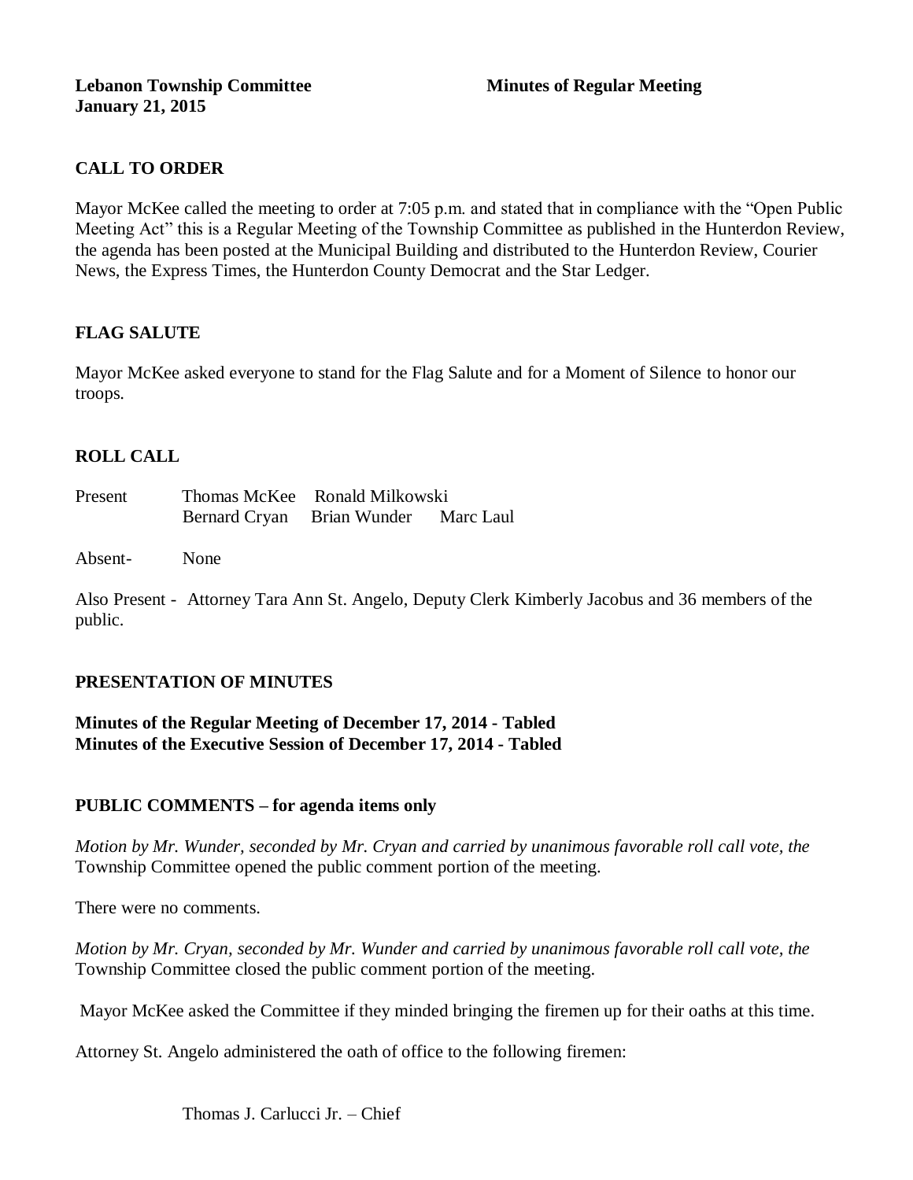**Lebanon Township Committee** **Minutes of Regular Meeting**
**January 21, 2015**

## CALL TO ORDER

Mayor McKee called the meeting to order at 7:05 p.m. and stated that in compliance with the "Open Public Meeting Act" this is a Regular Meeting of the Township Committee as published in the Hunterdon Review, the agenda has been posted at the Municipal Building and distributed to the Hunterdon Review, Courier News, the Express Times, the Hunterdon County Democrat and the Star Ledger.

## FLAG SALUTE

Mayor McKee asked everyone to stand for the Flag Salute and for a Moment of Silence to honor our troops.

## ROLL CALL

Present Thomas McKee Ronald Milkowski
Bernard Cryan Brian Wunder Marc Laul

Absent- None

Also Present - Attorney Tara Ann St. Angelo, Deputy Clerk Kimberly Jacobus and 36 members of the public.

## PRESENTATION OF MINUTES

**Minutes of the Regular Meeting of December 17, 2014 - Tabled**
**Minutes of the Executive Session of December 17, 2014 - Tabled**

## PUBLIC COMMENTS – for agenda items only

*Motion by Mr. Wunder, seconded by Mr. Cryan and carried by unanimous favorable roll call vote, the* Township Committee opened the public comment portion of the meeting.

There were no comments.

*Motion by Mr. Cryan, seconded by Mr. Wunder and carried by unanimous favorable roll call vote, the* Township Committee closed the public comment portion of the meeting.

Mayor McKee asked the Committee if they minded bringing the firemen up for their oaths at this time.

Attorney St. Angelo administered the oath of office to the following firemen:

Thomas J. Carlucci Jr. – Chief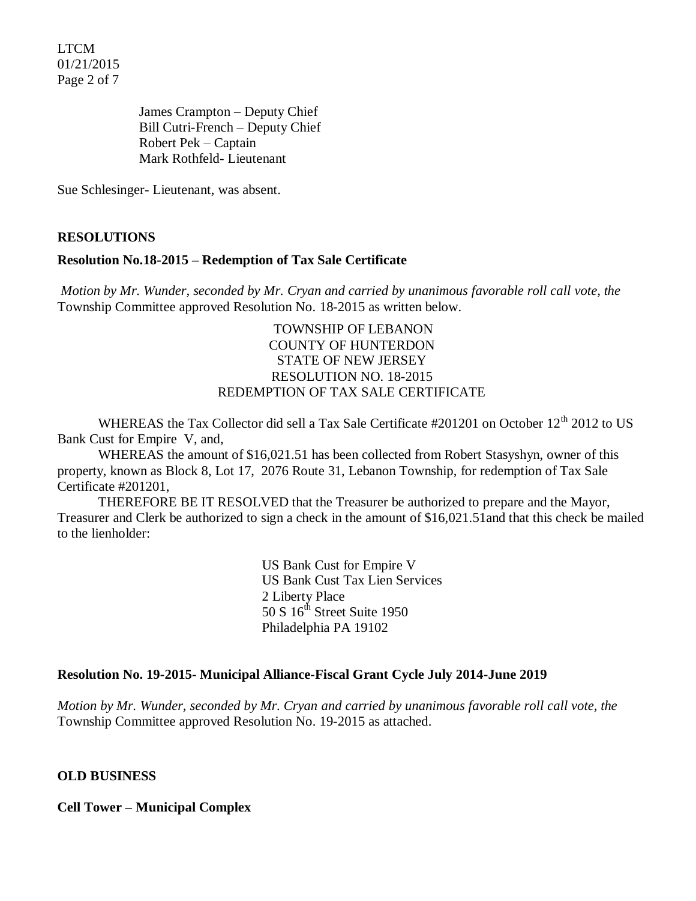James Crampton – Deputy Chief
Bill Cutri-French – Deputy Chief
Robert Pek – Captain
Mark Rothfeld- Lieutenant

Sue Schlesinger- Lieutenant, was absent.

## RESOLUTIONS

### Resolution No.18-2015 – Redemption of Tax Sale Certificate

*Motion by Mr. Wunder, seconded by Mr. Cryan and carried by unanimous favorable roll call vote, the* Township Committee approved Resolution No. 18-2015 as written below.

TOWNSHIP OF LEBANON
COUNTY OF HUNTERDON
STATE OF NEW JERSEY
RESOLUTION NO. 18-2015
REDEMPTION OF TAX SALE CERTIFICATE

WHEREAS the Tax Collector did sell a Tax Sale Certificate #201201 on October 12th 2012 to US Bank Cust for Empire V, and,

WHEREAS the amount of $16,021.51 has been collected from Robert Stasyshyn, owner of this property, known as Block 8, Lot 17, 2076 Route 31, Lebanon Township, for redemption of Tax Sale Certificate #201201,

THEREFORE BE IT RESOLVED that the Treasurer be authorized to prepare and the Mayor, Treasurer and Clerk be authorized to sign a check in the amount of $16,021.51and that this check be mailed to the lienholder:

US Bank Cust for Empire V
US Bank Cust Tax Lien Services
2 Liberty Place
50 S 16th Street Suite 1950
Philadelphia PA 19102

### Resolution No. 19-2015- Municipal Alliance-Fiscal Grant Cycle July 2014-June 2019

*Motion by Mr. Wunder, seconded by Mr. Cryan and carried by unanimous favorable roll call vote, the* Township Committee approved Resolution No. 19-2015 as attached.

## OLD BUSINESS

### Cell Tower – Municipal Complex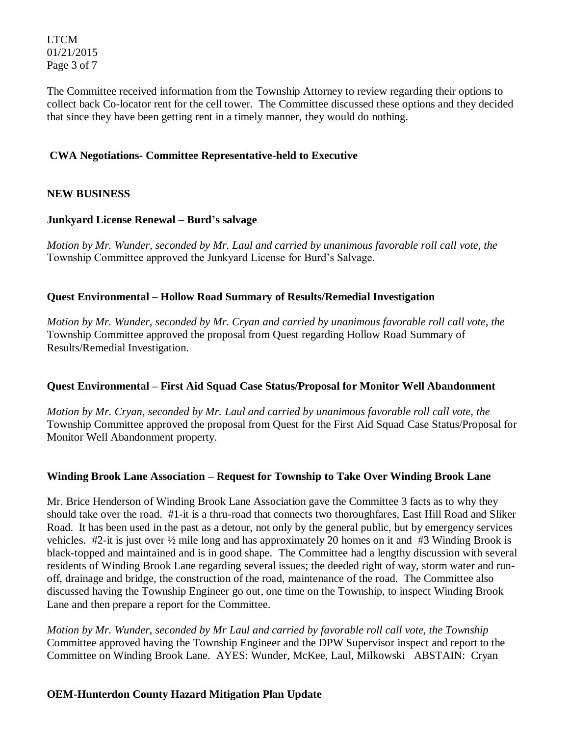The Committee received information from the Township Attorney to review regarding their options to collect back Co-locator rent for the cell tower. The Committee discussed these options and they decided that since they have been getting rent in a timely manner, they would do nothing.

**CWA Negotiations- Committee Representative-held to Executive**

**NEW BUSINESS**

**Junkyard License Renewal – Burd's salvage**

*Motion by Mr. Wunder, seconded by Mr. Laul and carried by unanimous favorable roll call vote, the* Township Committee approved the Junkyard License for Burd's Salvage.

**Quest Environmental – Hollow Road Summary of Results/Remedial Investigation**

*Motion by Mr. Wunder, seconded by Mr. Cryan and carried by unanimous favorable roll call vote, the* Township Committee approved the proposal from Quest regarding Hollow Road Summary of Results/Remedial Investigation.

**Quest Environmental – First Aid Squad Case Status/Proposal for Monitor Well Abandonment**

*Motion by Mr. Cryan, seconded by Mr. Laul and carried by unanimous favorable roll call vote, the* Township Committee approved the proposal from Quest for the First Aid Squad Case Status/Proposal for Monitor Well Abandonment property.

**Winding Brook Lane Association – Request for Township to Take Over Winding Brook Lane**

Mr. Brice Henderson of Winding Brook Lane Association gave the Committee 3 facts as to why they should take over the road. #1-it is a thru-road that connects two thoroughfares, East Hill Road and Sliker Road. It has been used in the past as a detour, not only by the general public, but by emergency services vehicles. #2-it is just over ½ mile long and has approximately 20 homes on it and #3 Winding Brook is black-topped and maintained and is in good shape. The Committee had a lengthy discussion with several residents of Winding Brook Lane regarding several issues; the deeded right of way, storm water and run-off, drainage and bridge, the construction of the road, maintenance of the road. The Committee also discussed having the Township Engineer go out, one time on the Township, to inspect Winding Brook Lane and then prepare a report for the Committee.

*Motion by Mr. Wunder, seconded by Mr Laul and carried by favorable roll call vote, the Township* Committee approved having the Township Engineer and the DPW Supervisor inspect and report to the Committee on Winding Brook Lane. AYES: Wunder, McKee, Laul, Milkowski ABSTAIN: Cryan

**OEM-Hunterdon County Hazard Mitigation Plan Update**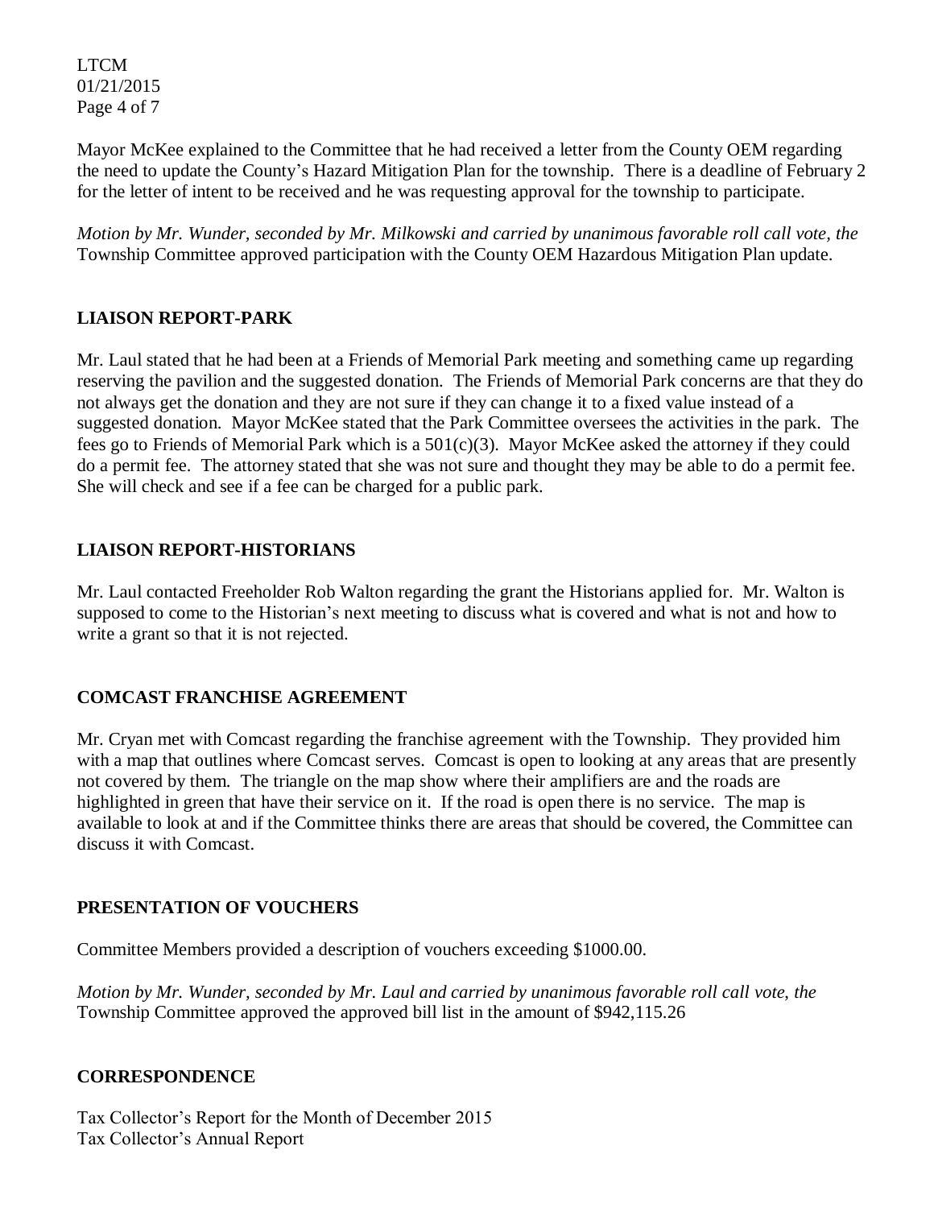Mayor McKee explained to the Committee that he had received a letter from the County OEM regarding the need to update the County's Hazard Mitigation Plan for the township. There is a deadline of February 2 for the letter of intent to be received and he was requesting approval for the township to participate.

*Motion by Mr. Wunder, seconded by Mr. Milkowski and carried by unanimous favorable roll call vote, the* Township Committee approved participation with the County OEM Hazardous Mitigation Plan update.

## LIAISON REPORT-PARK

Mr. Laul stated that he had been at a Friends of Memorial Park meeting and something came up regarding reserving the pavilion and the suggested donation. The Friends of Memorial Park concerns are that they do not always get the donation and they are not sure if they can change it to a fixed value instead of a suggested donation. Mayor McKee stated that the Park Committee oversees the activities in the park. The fees go to Friends of Memorial Park which is a 501(c)(3). Mayor McKee asked the attorney if they could do a permit fee. The attorney stated that she was not sure and thought they may be able to do a permit fee. She will check and see if a fee can be charged for a public park.

## LIAISON REPORT-HISTORIANS

Mr. Laul contacted Freeholder Rob Walton regarding the grant the Historians applied for. Mr. Walton is supposed to come to the Historian's next meeting to discuss what is covered and what is not and how to write a grant so that it is not rejected.

## COMCAST FRANCHISE AGREEMENT

Mr. Cryan met with Comcast regarding the franchise agreement with the Township. They provided him with a map that outlines where Comcast serves. Comcast is open to looking at any areas that are presently not covered by them. The triangle on the map show where their amplifiers are and the roads are highlighted in green that have their service on it. If the road is open there is no service. The map is available to look at and if the Committee thinks there are areas that should be covered, the Committee can discuss it with Comcast.

## PRESENTATION OF VOUCHERS

Committee Members provided a description of vouchers exceeding $1000.00.

*Motion by Mr. Wunder, seconded by Mr. Laul and carried by unanimous favorable roll call vote, the* Township Committee approved the approved bill list in the amount of $942,115.26

## CORRESPONDENCE

Tax Collector's Report for the Month of December 2015
Tax Collector's Annual Report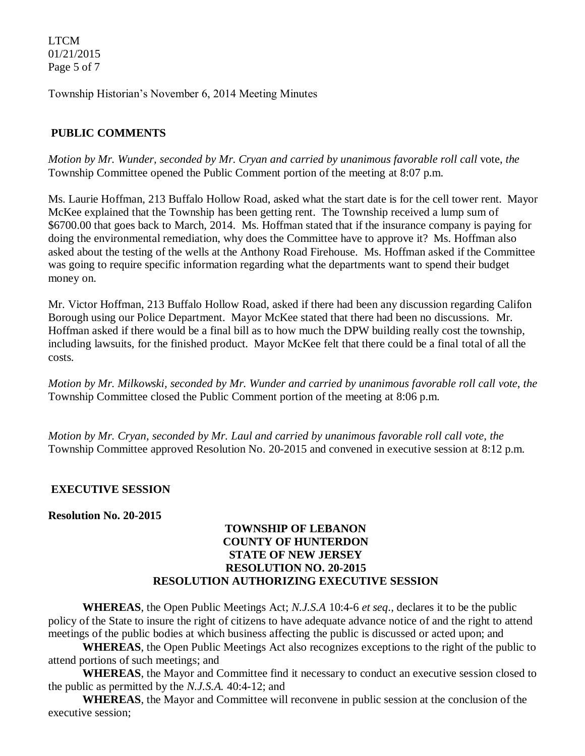Township Historian's November 6, 2014 Meeting Minutes

## PUBLIC COMMENTS

*Motion by Mr. Wunder, seconded by Mr. Cryan and carried by unanimous favorable roll call* vote, *the* Township Committee opened the Public Comment portion of the meeting at 8:07 p.m.

Ms. Laurie Hoffman, 213 Buffalo Hollow Road, asked what the start date is for the cell tower rent. Mayor McKee explained that the Township has been getting rent. The Township received a lump sum of $6700.00 that goes back to March, 2014. Ms. Hoffman stated that if the insurance company is paying for doing the environmental remediation, why does the Committee have to approve it? Ms. Hoffman also asked about the testing of the wells at the Anthony Road Firehouse. Ms. Hoffman asked if the Committee was going to require specific information regarding what the departments want to spend their budget money on.

Mr. Victor Hoffman, 213 Buffalo Hollow Road, asked if there had been any discussion regarding Califon Borough using our Police Department. Mayor McKee stated that there had been no discussions. Mr. Hoffman asked if there would be a final bill as to how much the DPW building really cost the township, including lawsuits, for the finished product. Mayor McKee felt that there could be a final total of all the costs.

*Motion by Mr. Milkowski, seconded by Mr. Wunder and carried by unanimous favorable roll call vote, the* Township Committee closed the Public Comment portion of the meeting at 8:06 p.m.

*Motion by Mr. Cryan, seconded by Mr. Laul and carried by unanimous favorable roll call vote, the* Township Committee approved Resolution No. 20-2015 and convened in executive session at 8:12 p.m.

## EXECUTIVE SESSION

**Resolution No. 20-2015**

**TOWNSHIP OF LEBANON**
**COUNTY OF HUNTERDON**
**STATE OF NEW JERSEY**
**RESOLUTION NO. 20-2015**
**RESOLUTION AUTHORIZING EXECUTIVE SESSION**

**WHEREAS**, the Open Public Meetings Act; *N.J.S.A* 10:4-6 *et seq*., declares it to be the public policy of the State to insure the right of citizens to have adequate advance notice of and the right to attend meetings of the public bodies at which business affecting the public is discussed or acted upon; and

**WHEREAS**, the Open Public Meetings Act also recognizes exceptions to the right of the public to attend portions of such meetings; and

**WHEREAS**, the Mayor and Committee find it necessary to conduct an executive session closed to the public as permitted by the *N.J.S.A.* 40:4-12; and

**WHEREAS**, the Mayor and Committee will reconvene in public session at the conclusion of the executive session;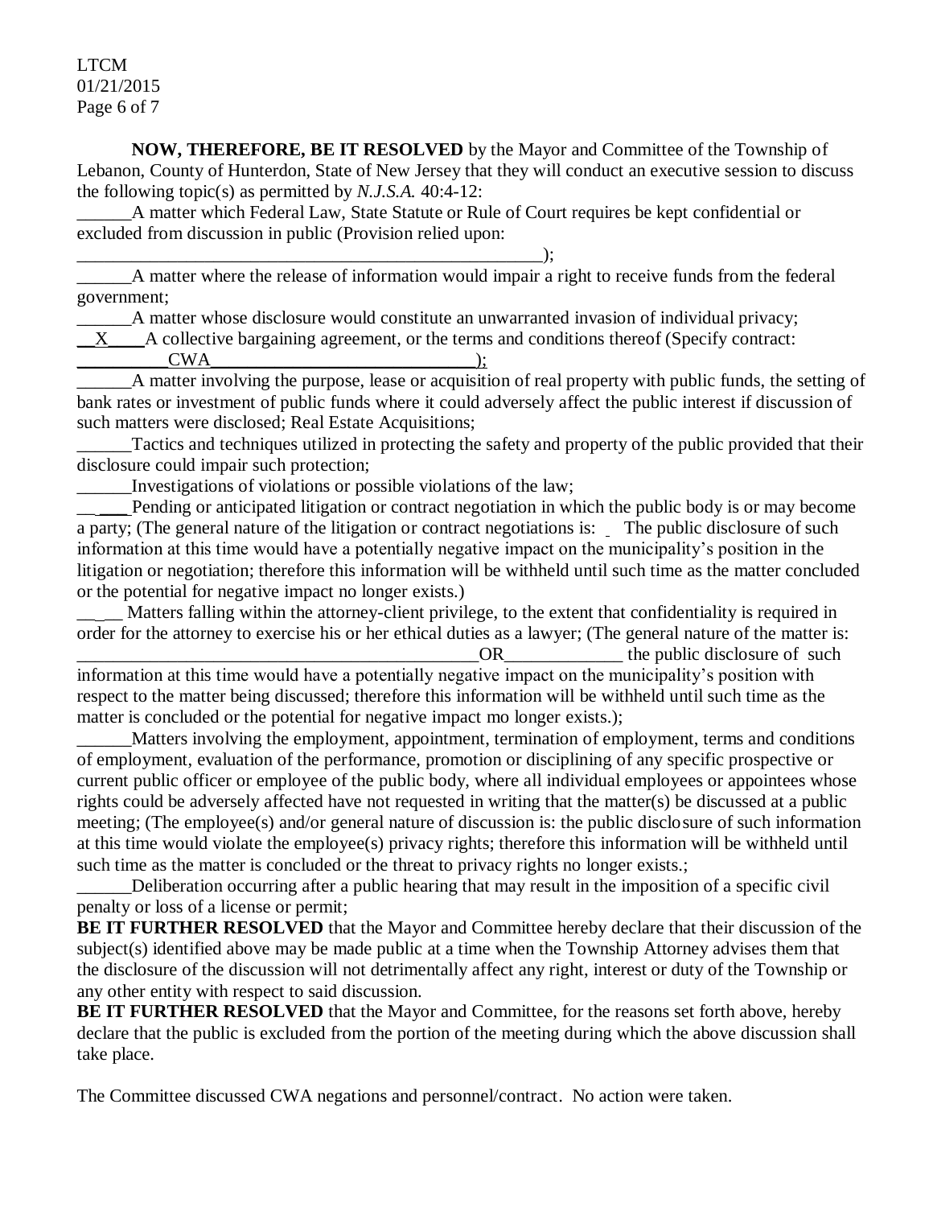**NOW, THEREFORE, BE IT RESOLVED** by the Mayor and Committee of the Township of Lebanon, County of Hunterdon, State of New Jersey that they will conduct an executive session to discuss the following topic(s) as permitted by *N.J.S.A.* 40:4-12:

______A matter which Federal Law, State Statute or Rule of Court requires be kept confidential or excluded from discussion in public (Provision relied upon: _____________________________________________________);

______A matter where the release of information would impair a right to receive funds from the federal government;

______A matter whose disclosure would constitute an unwarranted invasion of individual privacy;

__X____A collective bargaining agreement, or the terms and conditions thereof (Specify contract: __________CWA_____________________________);

______A matter involving the purpose, lease or acquisition of real property with public funds, the setting of bank rates or investment of public funds where it could adversely affect the public interest if discussion of such matters were disclosed; Real Estate Acquisitions;

______Tactics and techniques utilized in protecting the safety and property of the public provided that their disclosure could impair such protection;

______Investigations of violations or possible violations of the law;

______Pending or anticipated litigation or contract negotiation in which the public body is or may become a party; (The general nature of the litigation or contract negotiations is: _ The public disclosure of such information at this time would have a potentially negative impact on the municipality's position in the litigation or negotiation; therefore this information will be withheld until such time as the matter concluded or the potential for negative impact no longer exists.)

______Matters falling within the attorney-client privilege, to the extent that confidentiality is required in order for the attorney to exercise his or her ethical duties as a lawyer; (The general nature of the matter is: ______________________________________________OR_____________ the public disclosure of such information at this time would have a potentially negative impact on the municipality's position with respect to the matter being discussed; therefore this information will be withheld until such time as the matter is concluded or the potential for negative impact mo longer exists.);

______Matters involving the employment, appointment, termination of employment, terms and conditions of employment, evaluation of the performance, promotion or disciplining of any specific prospective or current public officer or employee of the public body, where all individual employees or appointees whose rights could be adversely affected have not requested in writing that the matter(s) be discussed at a public meeting; (The employee(s) and/or general nature of discussion is: the public disclosure of such information at this time would violate the employee(s) privacy rights; therefore this information will be withheld until such time as the matter is concluded or the threat to privacy rights no longer exists.;

______Deliberation occurring after a public hearing that may result in the imposition of a specific civil penalty or loss of a license or permit;

**BE IT FURTHER RESOLVED** that the Mayor and Committee hereby declare that their discussion of the subject(s) identified above may be made public at a time when the Township Attorney advises them that the disclosure of the discussion will not detrimentally affect any right, interest or duty of the Township or any other entity with respect to said discussion.

**BE IT FURTHER RESOLVED** that the Mayor and Committee, for the reasons set forth above, hereby declare that the public is excluded from the portion of the meeting during which the above discussion shall take place.

The Committee discussed CWA negations and personnel/contract. No action were taken.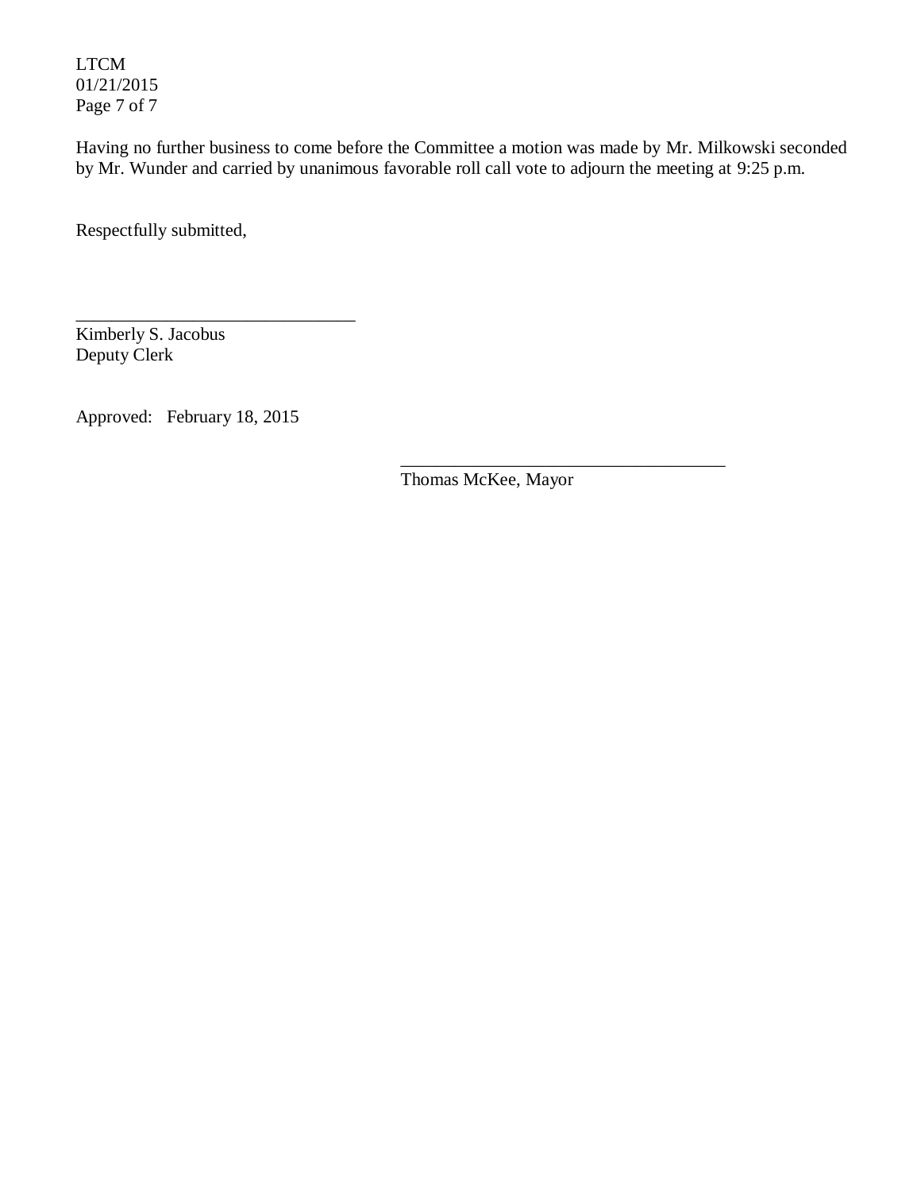Having no further business to come before the Committee a motion was made by Mr. Milkowski seconded by Mr. Wunder and carried by unanimous favorable roll call vote to adjourn the meeting at 9:25 p.m.

Respectfully submitted,

\_\_\_\_\_\_\_\_\_\_\_\_\_\_\_\_\_\_\_\_\_\_\_\_\_\_\_\_\_\_\_\_

Kimberly S. Jacobus
Deputy Clerk

Approved: February 18, 2015

\_\_\_\_\_\_\_\_\_\_\_\_\_\_\_\_\_\_\_\_\_\_\_\_\_\_\_\_\_\_\_\_\_\_\_\_\_

Thomas McKee, Mayor